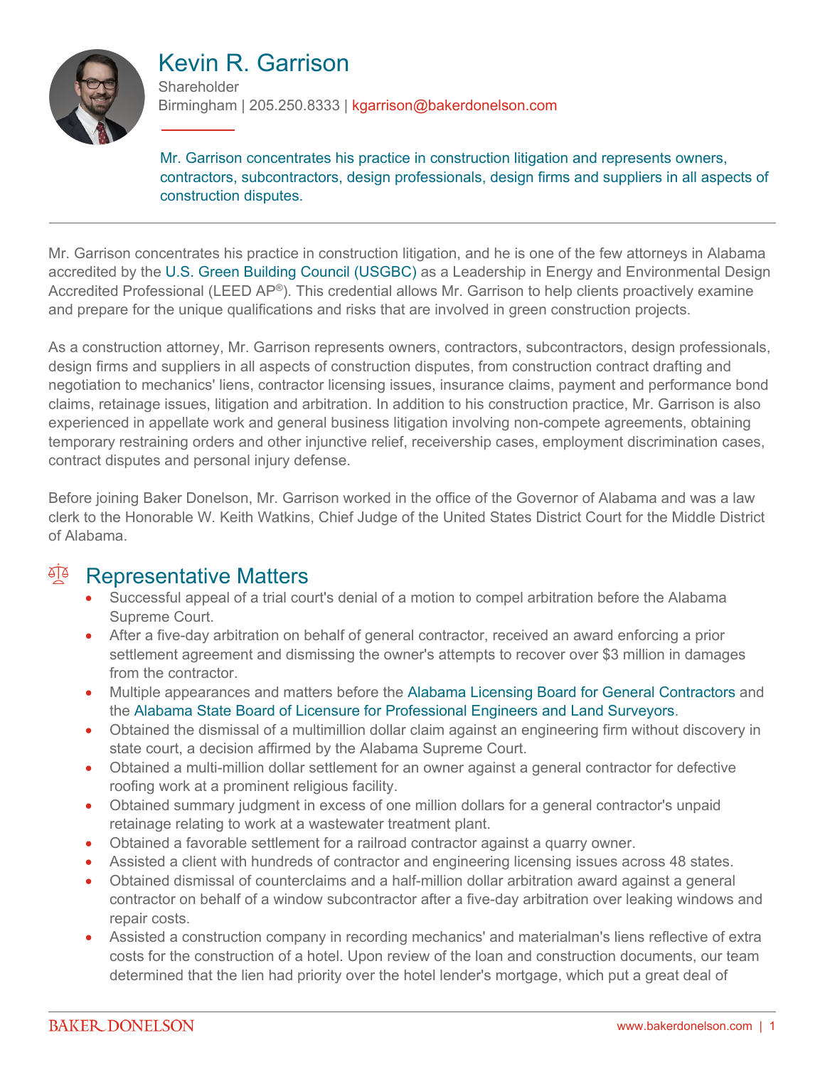# Kevin R. Garrison

Shareholder
Birmingham | 205.250.8333 | kgarrison@bakerdonelson.com

Mr. Garrison concentrates his practice in construction litigation and represents owners, contractors, subcontractors, design professionals, design firms and suppliers in all aspects of construction disputes.

---

Mr. Garrison concentrates his practice in construction litigation, and he is one of the few attorneys in Alabama accredited by the U.S. Green Building Council (USGBC) as a Leadership in Energy and Environmental Design Accredited Professional (LEED AP®). This credential allows Mr. Garrison to help clients proactively examine and prepare for the unique qualifications and risks that are involved in green construction projects.

As a construction attorney, Mr. Garrison represents owners, contractors, subcontractors, design professionals, design firms and suppliers in all aspects of construction disputes, from construction contract drafting and negotiation to mechanics' liens, contractor licensing issues, insurance claims, payment and performance bond claims, retainage issues, litigation and arbitration. In addition to his construction practice, Mr. Garrison is also experienced in appellate work and general business litigation involving non-compete agreements, obtaining temporary restraining orders and other injunctive relief, receivership cases, employment discrimination cases, contract disputes and personal injury defense.

Before joining Baker Donelson, Mr. Garrison worked in the office of the Governor of Alabama and was a law clerk to the Honorable W. Keith Watkins, Chief Judge of the United States District Court for the Middle District of Alabama.

## Representative Matters

- Successful appeal of a trial court's denial of a motion to compel arbitration before the Alabama Supreme Court.
- After a five-day arbitration on behalf of general contractor, received an award enforcing a prior settlement agreement and dismissing the owner's attempts to recover over $3 million in damages from the contractor.
- Multiple appearances and matters before the Alabama Licensing Board for General Contractors and the Alabama State Board of Licensure for Professional Engineers and Land Surveyors.
- Obtained the dismissal of a multimillion dollar claim against an engineering firm without discovery in state court, a decision affirmed by the Alabama Supreme Court.
- Obtained a multi-million dollar settlement for an owner against a general contractor for defective roofing work at a prominent religious facility.
- Obtained summary judgment in excess of one million dollars for a general contractor's unpaid retainage relating to work at a wastewater treatment plant.
- Obtained a favorable settlement for a railroad contractor against a quarry owner.
- Assisted a client with hundreds of contractor and engineering licensing issues across 48 states.
- Obtained dismissal of counterclaims and a half-million dollar arbitration award against a general contractor on behalf of a window subcontractor after a five-day arbitration over leaking windows and repair costs.
- Assisted a construction company in recording mechanics' and materialman's liens reflective of extra costs for the construction of a hotel. Upon review of the loan and construction documents, our team determined that the lien had priority over the hotel lender's mortgage, which put a great deal of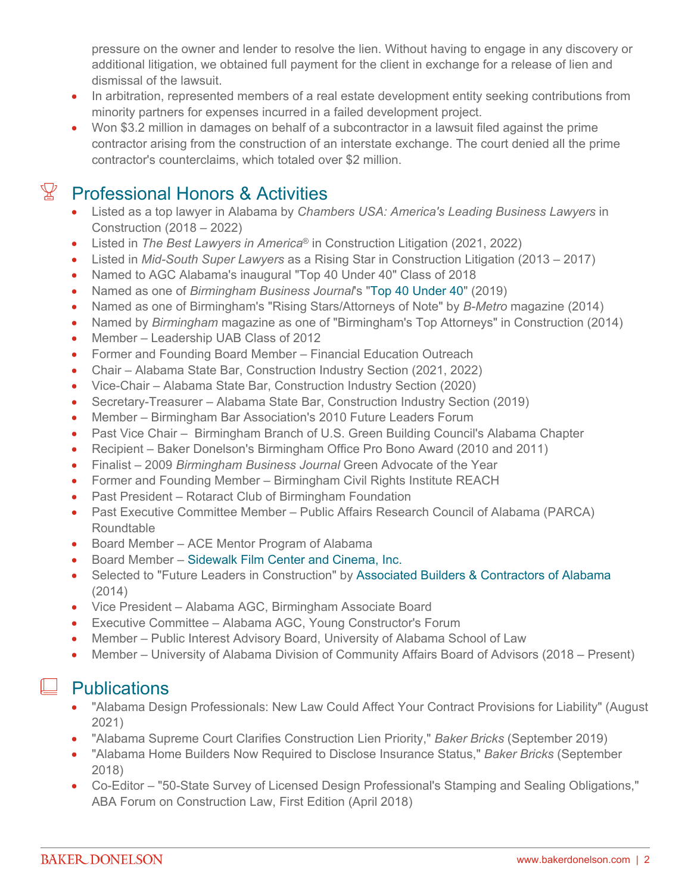pressure on the owner and lender to resolve the lien. Without having to engage in any discovery or additional litigation, we obtained full payment for the client in exchange for a release of lien and dismissal of the lawsuit.

- In arbitration, represented members of a real estate development entity seeking contributions from minority partners for expenses incurred in a failed development project.
- Won $3.2 million in damages on behalf of a subcontractor in a lawsuit filed against the prime contractor arising from the construction of an interstate exchange. The court denied all the prime contractor's counterclaims, which totaled over $2 million.

## Professional Honors & Activities

- Listed as a top lawyer in Alabama by *Chambers USA: America's Leading Business Lawyers* in Construction (2018 – 2022)
- Listed in *The Best Lawyers in America*® in Construction Litigation (2021, 2022)
- Listed in *Mid-South Super Lawyers* as a Rising Star in Construction Litigation (2013 – 2017)
- Named to AGC Alabama's inaugural "Top 40 Under 40" Class of 2018
- Named as one of *Birmingham Business Journal*'s "Top 40 Under 40" (2019)
- Named as one of Birmingham's "Rising Stars/Attorneys of Note" by *B-Metro* magazine (2014)
- Named by *Birmingham* magazine as one of "Birmingham's Top Attorneys" in Construction (2014)
- Member – Leadership UAB Class of 2012
- Former and Founding Board Member – Financial Education Outreach
- Chair – Alabama State Bar, Construction Industry Section (2021, 2022)
- Vice-Chair – Alabama State Bar, Construction Industry Section (2020)
- Secretary-Treasurer – Alabama State Bar, Construction Industry Section (2019)
- Member – Birmingham Bar Association's 2010 Future Leaders Forum
- Past Vice Chair – Birmingham Branch of U.S. Green Building Council's Alabama Chapter
- Recipient – Baker Donelson's Birmingham Office Pro Bono Award (2010 and 2011)
- Finalist – 2009 *Birmingham Business Journal* Green Advocate of the Year
- Former and Founding Member – Birmingham Civil Rights Institute REACH
- Past President – Rotaract Club of Birmingham Foundation
- Past Executive Committee Member – Public Affairs Research Council of Alabama (PARCA) Roundtable
- Board Member – ACE Mentor Program of Alabama
- Board Member – Sidewalk Film Center and Cinema, Inc.
- Selected to "Future Leaders in Construction" by Associated Builders & Contractors of Alabama (2014)
- Vice President – Alabama AGC, Birmingham Associate Board
- Executive Committee – Alabama AGC, Young Constructor's Forum
- Member – Public Interest Advisory Board, University of Alabama School of Law
- Member – University of Alabama Division of Community Affairs Board of Advisors (2018 – Present)

## Publications

- "Alabama Design Professionals: New Law Could Affect Your Contract Provisions for Liability" (August 2021)
- "Alabama Supreme Court Clarifies Construction Lien Priority," *Baker Bricks* (September 2019)
- "Alabama Home Builders Now Required to Disclose Insurance Status," *Baker Bricks* (September 2018)
- Co-Editor – "50-State Survey of Licensed Design Professional's Stamping and Sealing Obligations," ABA Forum on Construction Law, First Edition (April 2018)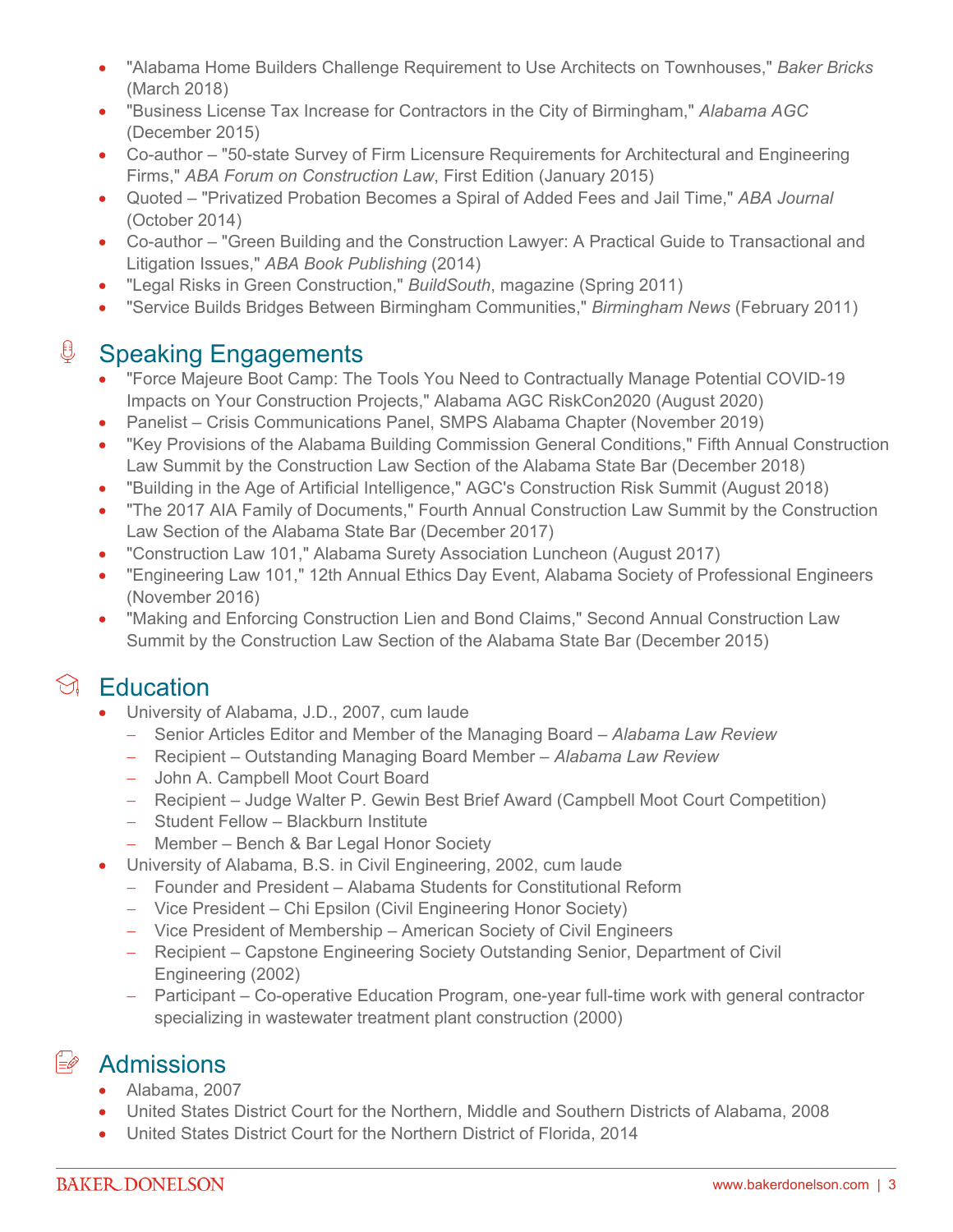- "Alabama Home Builders Challenge Requirement to Use Architects on Townhouses," *Baker Bricks* (March 2018)
- "Business License Tax Increase for Contractors in the City of Birmingham," *Alabama AGC* (December 2015)
- Co-author – "50-state Survey of Firm Licensure Requirements for Architectural and Engineering Firms," *ABA Forum on Construction Law*, First Edition (January 2015)
- Quoted – "Privatized Probation Becomes a Spiral of Added Fees and Jail Time," *ABA Journal* (October 2014)
- Co-author – "Green Building and the Construction Lawyer: A Practical Guide to Transactional and Litigation Issues," *ABA Book Publishing* (2014)
- "Legal Risks in Green Construction," *BuildSouth*, magazine (Spring 2011)
- "Service Builds Bridges Between Birmingham Communities," *Birmingham News* (February 2011)

## Speaking Engagements

- "Force Majeure Boot Camp: The Tools You Need to Contractually Manage Potential COVID-19 Impacts on Your Construction Projects," Alabama AGC RiskCon2020 (August 2020)
- Panelist – Crisis Communications Panel, SMPS Alabama Chapter (November 2019)
- "Key Provisions of the Alabama Building Commission General Conditions," Fifth Annual Construction Law Summit by the Construction Law Section of the Alabama State Bar (December 2018)
- "Building in the Age of Artificial Intelligence," AGC's Construction Risk Summit (August 2018)
- "The 2017 AIA Family of Documents," Fourth Annual Construction Law Summit by the Construction Law Section of the Alabama State Bar (December 2017)
- "Construction Law 101," Alabama Surety Association Luncheon (August 2017)
- "Engineering Law 101," 12th Annual Ethics Day Event, Alabama Society of Professional Engineers (November 2016)
- "Making and Enforcing Construction Lien and Bond Claims," Second Annual Construction Law Summit by the Construction Law Section of the Alabama State Bar (December 2015)

## Education

- University of Alabama, J.D., 2007, cum laude
  - Senior Articles Editor and Member of the Managing Board – *Alabama Law Review*
  - Recipient – Outstanding Managing Board Member – *Alabama Law Review*
  - John A. Campbell Moot Court Board
  - Recipient – Judge Walter P. Gewin Best Brief Award (Campbell Moot Court Competition)
  - Student Fellow – Blackburn Institute
  - Member – Bench & Bar Legal Honor Society
- University of Alabama, B.S. in Civil Engineering, 2002, cum laude
  - Founder and President – Alabama Students for Constitutional Reform
  - Vice President – Chi Epsilon (Civil Engineering Honor Society)
  - Vice President of Membership – American Society of Civil Engineers
  - Recipient – Capstone Engineering Society Outstanding Senior, Department of Civil Engineering (2002)
  - Participant – Co-operative Education Program, one-year full-time work with general contractor specializing in wastewater treatment plant construction (2000)

## Admissions

- Alabama, 2007
- United States District Court for the Northern, Middle and Southern Districts of Alabama, 2008
- United States District Court for the Northern District of Florida, 2014